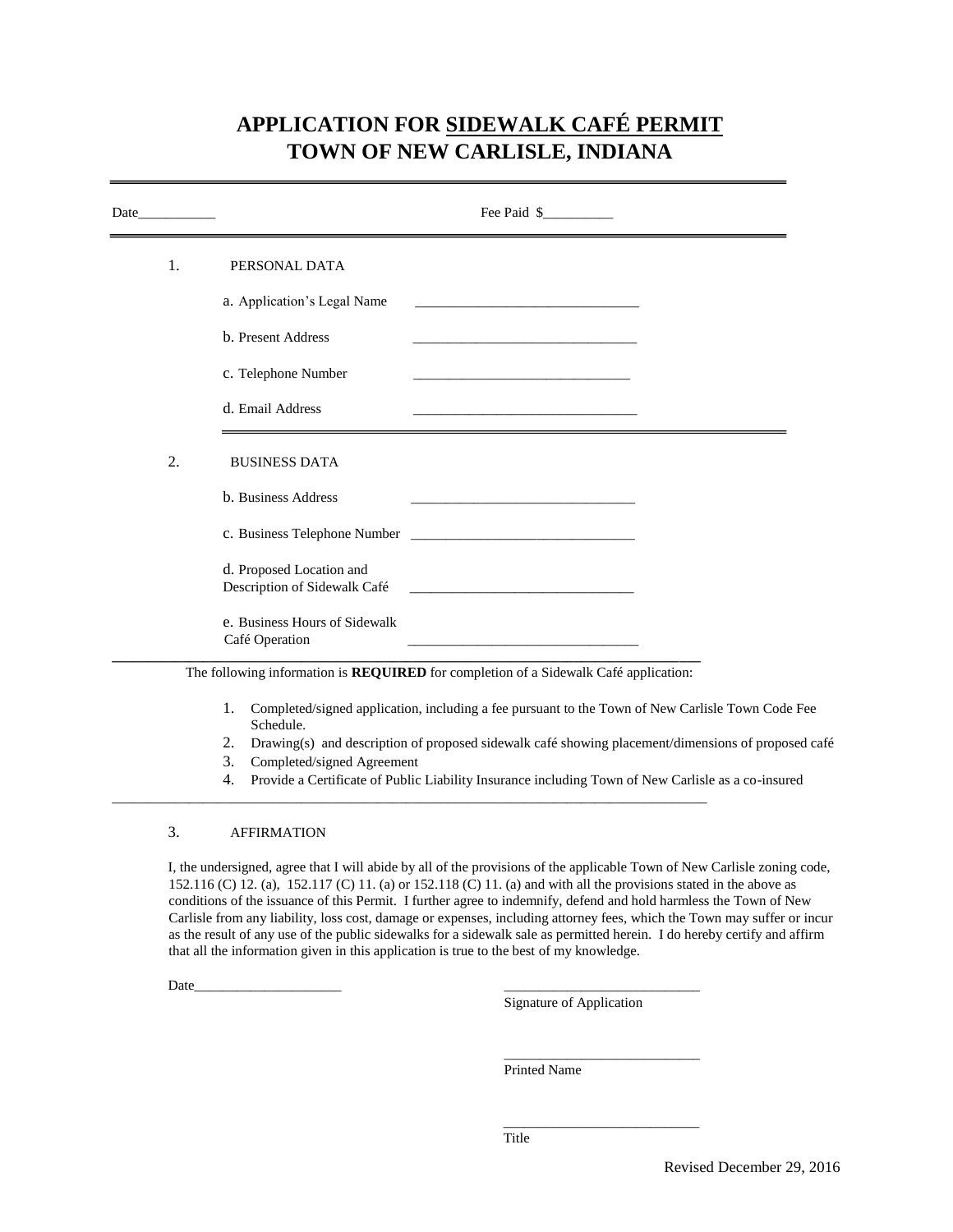# APPLICATION FOR SIDEWALK CAFÉ PERMIT
# TOWN OF NEW CARLISLE, INDIANA

---

Date___________ Fee Paid $__________

---

1. PERSONAL DATA

   a. Application's Legal Name _______________________________

   b. Present Address _______________________________

   c. Telephone Number _______________________________

   d. Email Address _______________________________

---

2. BUSINESS DATA

   b. Business Address _______________________________

   c. Business Telephone Number _______________________________

   d. Proposed Location and Description of Sidewalk Café _______________________________

   e. Business Hours of Sidewalk Café Operation _______________________________

---

The following information is **REQUIRED** for completion of a Sidewalk Café application:

1. Completed/signed application, including a fee pursuant to the Town of New Carlisle Town Code Fee Schedule.
2. Drawing(s) and description of proposed sidewalk café showing placement/dimensions of proposed café
3. Completed/signed Agreement
4. Provide a Certificate of Public Liability Insurance including Town of New Carlisle as a co-insured

---

3. AFFIRMATION

I, the undersigned, agree that I will abide by all of the provisions of the applicable Town of New Carlisle zoning code, 152.116 (C) 12. (a), 152.117 (C) 11. (a) or 152.118 (C) 11. (a) and with all the provisions stated in the above as conditions of the issuance of this Permit. I further agree to indemnify, defend and hold harmless the Town of New Carlisle from any liability, loss cost, damage or expenses, including attorney fees, which the Town may suffer or incur as the result of any use of the public sidewalks for a sidewalk sale as permitted herein. I do hereby certify and affirm that all the information given in this application is true to the best of my knowledge.

Date_____________________

___________________________
Signature of Application

___________________________
Printed Name

___________________________
Title

Revised December 29, 2016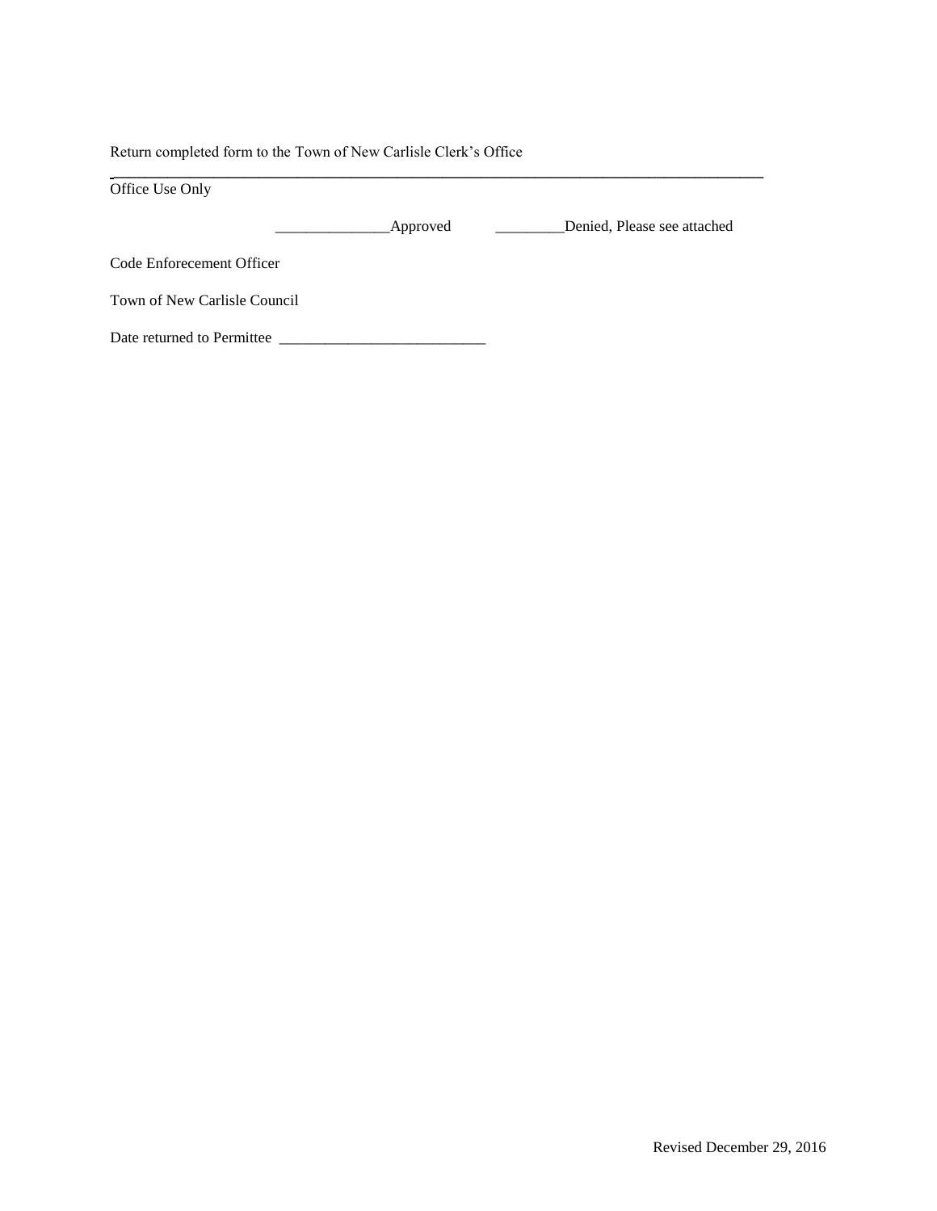Return completed form to the Town of New Carlisle Clerk's Office

---

Office Use Only

_______________Approved          _________Denied, Please see attached

Code Enforecement Officer

Town of New Carlisle Council

Date returned to Permittee ___________________________

Revised December 29, 2016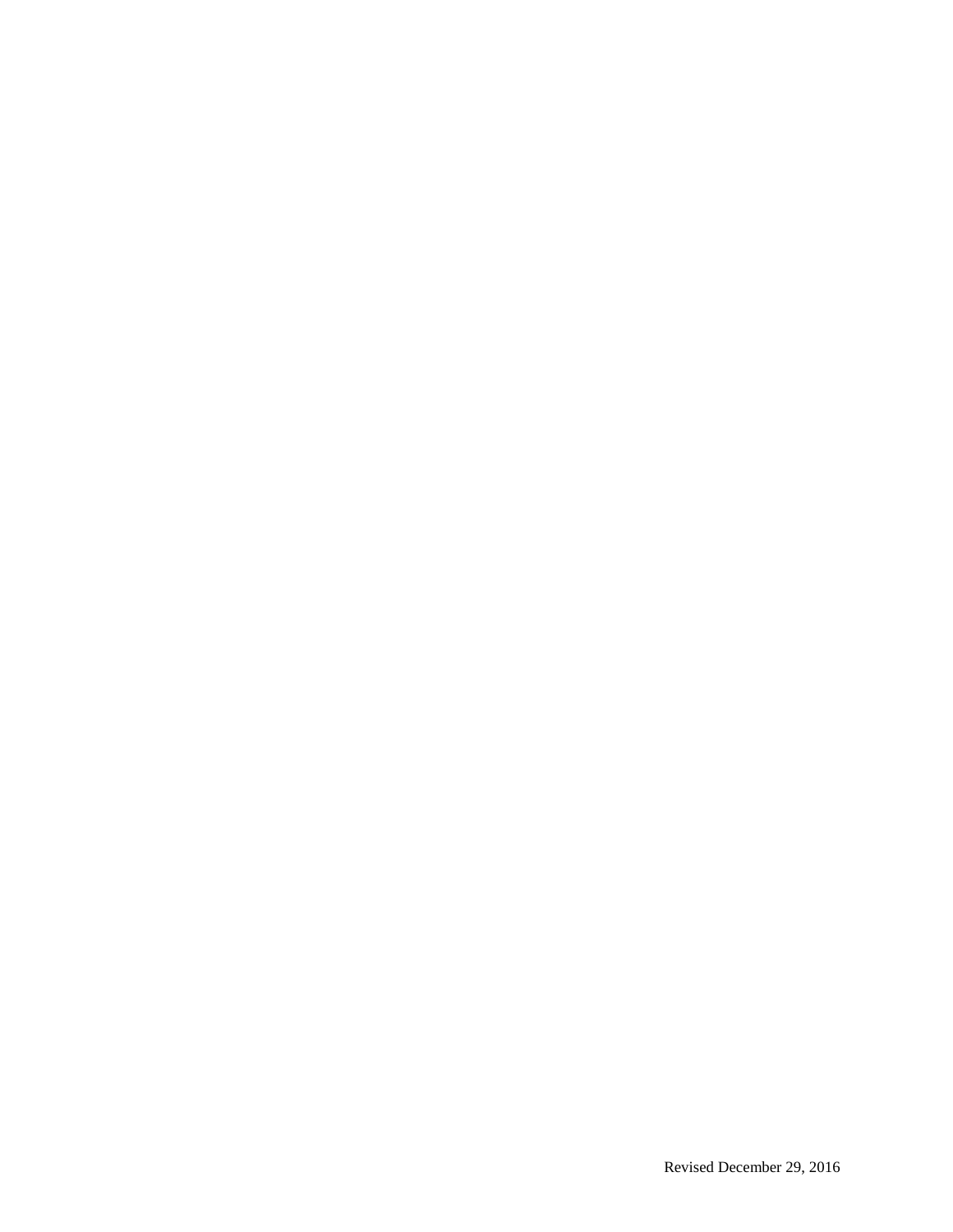Revised December 29, 2016